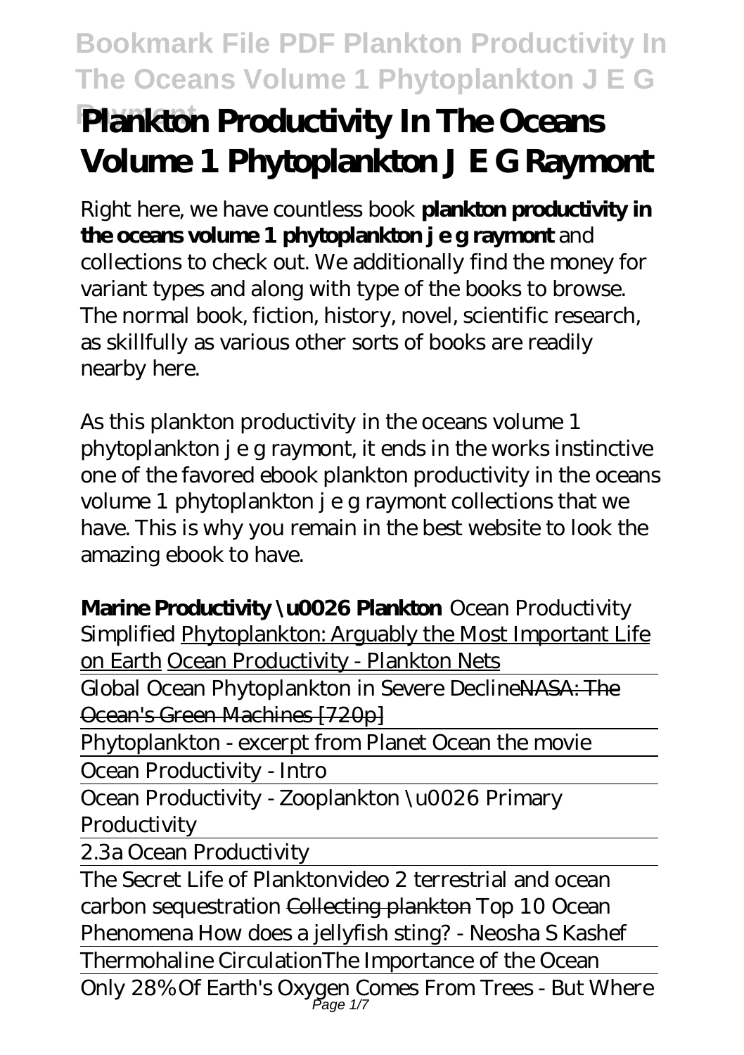# Plankton Productivity In The Oceans Volume 1 Phytoplankton J E G Raymont

Right here, we have countless book **plankton productivity in the oceans volume 1 phytoplankton j e g raymont** and collections to check out. We additionally find the money for variant types and along with type of the books to browse. The normal book, fiction, history, novel, scientific research, as skillfully as various other sorts of books are readily nearby here.

As this plankton productivity in the oceans volume 1 phytoplankton j e g raymont, it ends in the works instinctive one of the favored ebook plankton productivity in the oceans volume 1 phytoplankton j e g raymont collections that we have. This is why you remain in the best website to look the amazing ebook to have.

**Marine Productivity \u0026 Plankton** *Ocean Productivity Simplified* Phytoplankton: Arguably the Most Important Life on Earth Ocean Productivity - Plankton Nets

Global Ocean Phytoplankton in Severe DeclineNASA: The Ocean's Green Machines [720p]

Phytoplankton - excerpt from Planet Ocean the movie

Ocean Productivity - Intro

Ocean Productivity - Zooplankton \u0026 Primary Productivity

2.3a Ocean Productivity

The Secret Life of Plankton*video 2 terrestrial and ocean carbon sequestration* Collecting plankton *Top 10 Ocean Phenomena How does a jellyfish sting? - Neosha S Kashef*

Thermohaline Circulation*The Importance of the Ocean*

Only 28% Of Earth's Oxygen Comes From Trees - But Where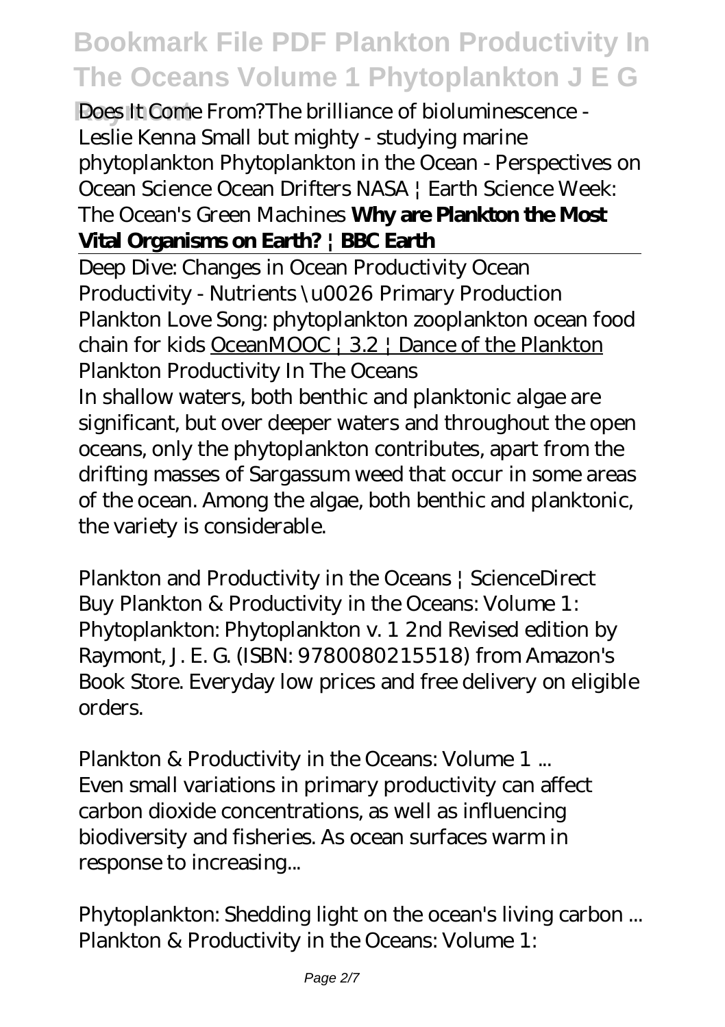Does It Come From? *The brilliance of bioluminescence - Leslie Kenna* *Small but mighty - studying marine phytoplankton* *Phytoplankton in the Ocean - Perspectives on Ocean Science* *Ocean Drifters* *NASA | Earth Science Week: The Ocean's Green Machines* **Why are Plankton the Most Vital Organisms on Earth? | BBC Earth**

Deep Dive: Changes in Ocean Productivity *Ocean Productivity - Nutrients \u0026 Primary Production* *Plankton Love Song: phytoplankton zooplankton ocean food chain for kids* OceanMOOC | 3.2 | Dance of the Plankton *Plankton Productivity In The Oceans*

In shallow waters, both benthic and planktonic algae are significant, but over deeper waters and throughout the open oceans, only the phytoplankton contributes, apart from the drifting masses of Sargassum weed that occur in some areas of the ocean. Among the algae, both benthic and planktonic, the variety is considerable.

*Plankton and Productivity in the Oceans | ScienceDirect*

Buy Plankton & Productivity in the Oceans: Volume 1: Phytoplankton: Phytoplankton v. 1 2nd Revised edition by Raymont, J. E. G. (ISBN: 9780080215518) from Amazon's Book Store. Everyday low prices and free delivery on eligible orders.

*Plankton & Productivity in the Oceans: Volume 1 ...*

Even small variations in primary productivity can affect carbon dioxide concentrations, as well as influencing biodiversity and fisheries. As ocean surfaces warm in response to increasing...

*Phytoplankton: Shedding light on the ocean's living carbon ...*

Plankton & Productivity in the Oceans: Volume 1: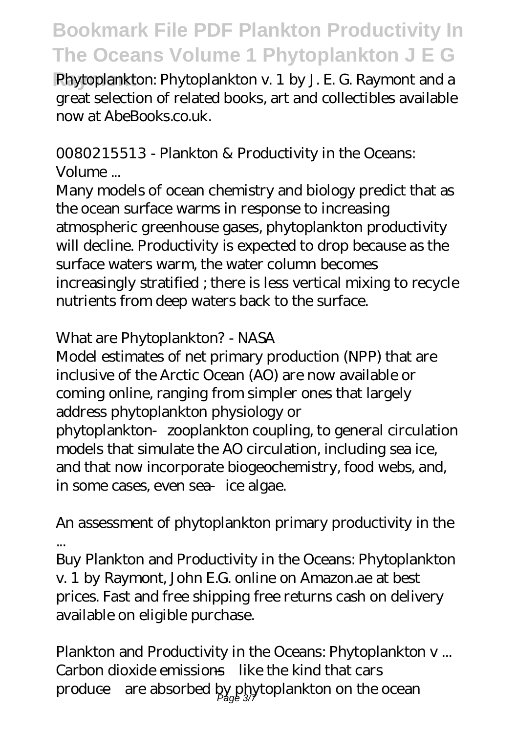Phytoplankton: Phytoplankton v. 1 by J. E. G. Raymont and a great selection of related books, art and collectibles available now at AbeBooks.co.uk.

*0080215513 - Plankton & Productivity in the Oceans: Volume ...*

Many models of ocean chemistry and biology predict that as the ocean surface warms in response to increasing atmospheric greenhouse gases, phytoplankton productivity will decline. Productivity is expected to drop because as the surface waters warm, the water column becomes increasingly stratified ; there is less vertical mixing to recycle nutrients from deep waters back to the surface.

*What are Phytoplankton? - NASA*

Model estimates of net primary production (NPP) that are inclusive of the Arctic Ocean (AO) are now available or coming online, ranging from simpler ones that largely address phytoplankton physiology or phytoplankton‐zooplankton coupling, to general circulation models that simulate the AO circulation, including sea ice, and that now incorporate biogeochemistry, food webs, and, in some cases, even sea‐ice algae.

*An assessment of phytoplankton primary productivity in the ...*

Buy Plankton and Productivity in the Oceans: Phytoplankton v. 1 by Raymont, John E.G. online on Amazon.ae at best prices. Fast and free shipping free returns cash on delivery available on eligible purchase.

*Plankton and Productivity in the Oceans: Phytoplankton v ...*

Carbon dioxide emissions—like the kind that cars produce—are absorbed by phytoplankton on the ocean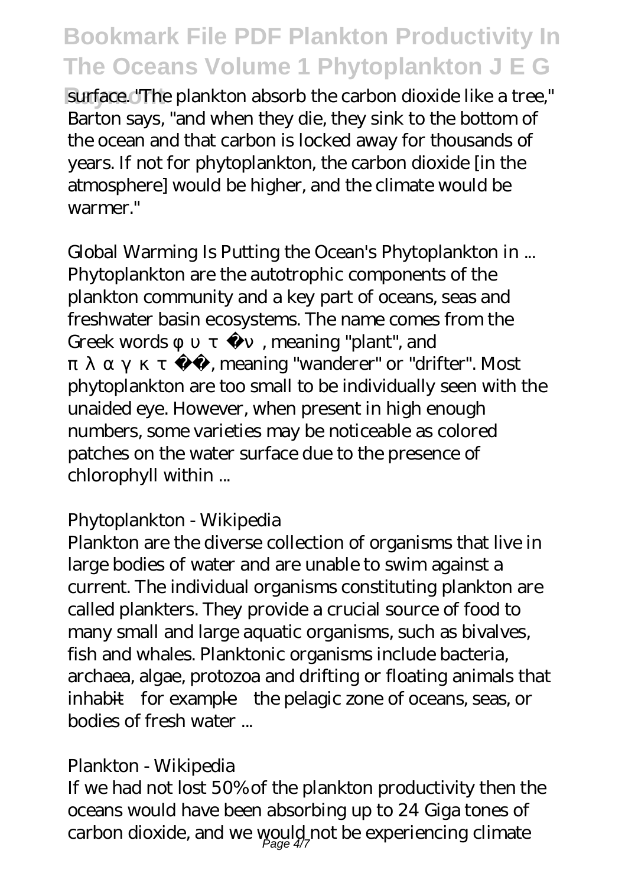surface. "The plankton absorb the carbon dioxide like a tree," Barton says, "and when they die, they sink to the bottom of the ocean and that carbon is locked away for thousands of years. If not for phytoplankton, the carbon dioxide [in the atmosphere] would be higher, and the climate would be warmer."

*Global Warming Is Putting the Ocean's Phytoplankton in ...*

Phytoplankton are the autotrophic components of the plankton community and a key part of oceans, seas and freshwater basin ecosystems. The name comes from the Greek words φυτόν, meaning "plant", and πλαγκτός, meaning "wanderer" or "drifter". Most phytoplankton are too small to be individually seen with the unaided eye. However, when present in high enough numbers, some varieties may be noticeable as colored patches on the water surface due to the presence of chlorophyll within ...

*Phytoplankton - Wikipedia*

Plankton are the diverse collection of organisms that live in large bodies of water and are unable to swim against a current. The individual organisms constituting plankton are called plankters. They provide a crucial source of food to many small and large aquatic organisms, such as bivalves, fish and whales. Planktonic organisms include bacteria, archaea, algae, protozoa and drifting or floating animals that inhabit—for example—the pelagic zone of oceans, seas, or bodies of fresh water ...

*Plankton - Wikipedia*

If we had not lost 50% of the plankton productivity then the oceans would have been absorbing up to 24 Giga tones of carbon dioxide, and we would not be experiencing climate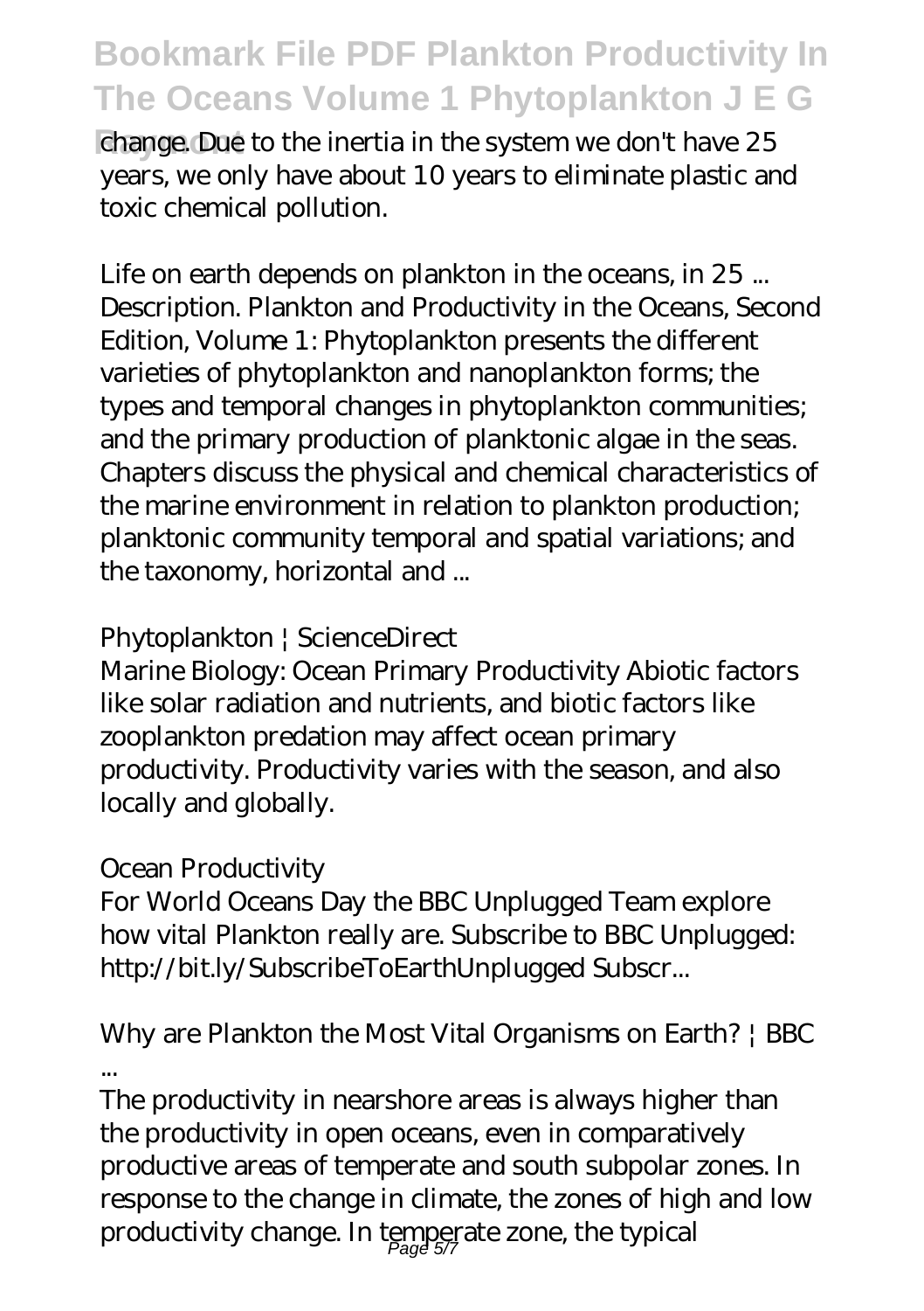change. Due to the inertia in the system we don't have 25 years, we only have about 10 years to eliminate plastic and toxic chemical pollution.

*Life on earth depends on plankton in the oceans, in 25 ...*
Description. Plankton and Productivity in the Oceans, Second Edition, Volume 1: Phytoplankton presents the different varieties of phytoplankton and nanoplankton forms; the types and temporal changes in phytoplankton communities; and the primary production of planktonic algae in the seas. Chapters discuss the physical and chemical characteristics of the marine environment in relation to plankton production; planktonic community temporal and spatial variations; and the taxonomy, horizontal and ...

*Phytoplankton | ScienceDirect*
Marine Biology: Ocean Primary Productivity Abiotic factors like solar radiation and nutrients, and biotic factors like zooplankton predation may affect ocean primary productivity. Productivity varies with the season, and also locally and globally.

*Ocean Productivity*
For World Oceans Day the BBC Unplugged Team explore how vital Plankton really are. Subscribe to BBC Unplugged: http://bit.ly/SubscribeToEarthUnplugged Subscr...

*Why are Plankton the Most Vital Organisms on Earth? | BBC ...*
The productivity in nearshore areas is always higher than the productivity in open oceans, even in comparatively productive areas of temperate and south subpolar zones. In response to the change in climate, the zones of high and low productivity change. In temperate zone, the typical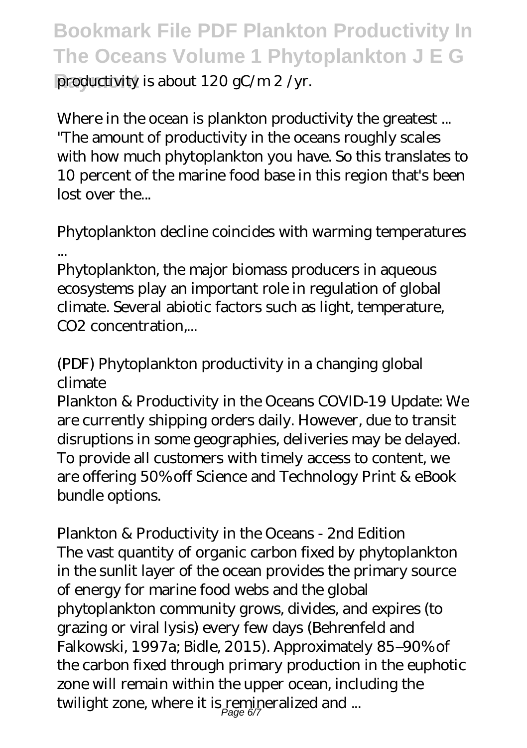productivity is about 120 gC/m 2 /yr.

*Where in the ocean is plankton productivity the greatest ...*

"The amount of productivity in the oceans roughly scales with how much phytoplankton you have. So this translates to 10 percent of the marine food base in this region that's been lost over the...

*Phytoplankton decline coincides with warming temperatures ...*

Phytoplankton, the major biomass producers in aqueous ecosystems play an important role in regulation of global climate. Several abiotic factors such as light, temperature, $CO_2$ concentration,...

*(PDF) Phytoplankton productivity in a changing global climate*

Plankton & Productivity in the Oceans COVID-19 Update: We are currently shipping orders daily. However, due to transit disruptions in some geographies, deliveries may be delayed. To provide all customers with timely access to content, we are offering 50% off Science and Technology Print & eBook bundle options.

*Plankton & Productivity in the Oceans - 2nd Edition*

The vast quantity of organic carbon fixed by phytoplankton in the sunlit layer of the ocean provides the primary source of energy for marine food webs and the global phytoplankton community grows, divides, and expires (to grazing or viral lysis) every few days (Behrenfeld and Falkowski, 1997a; Bidle, 2015). Approximately 85–90% of the carbon fixed through primary production in the euphotic zone will remain within the upper ocean, including the twilight zone, where it is remineralized and ...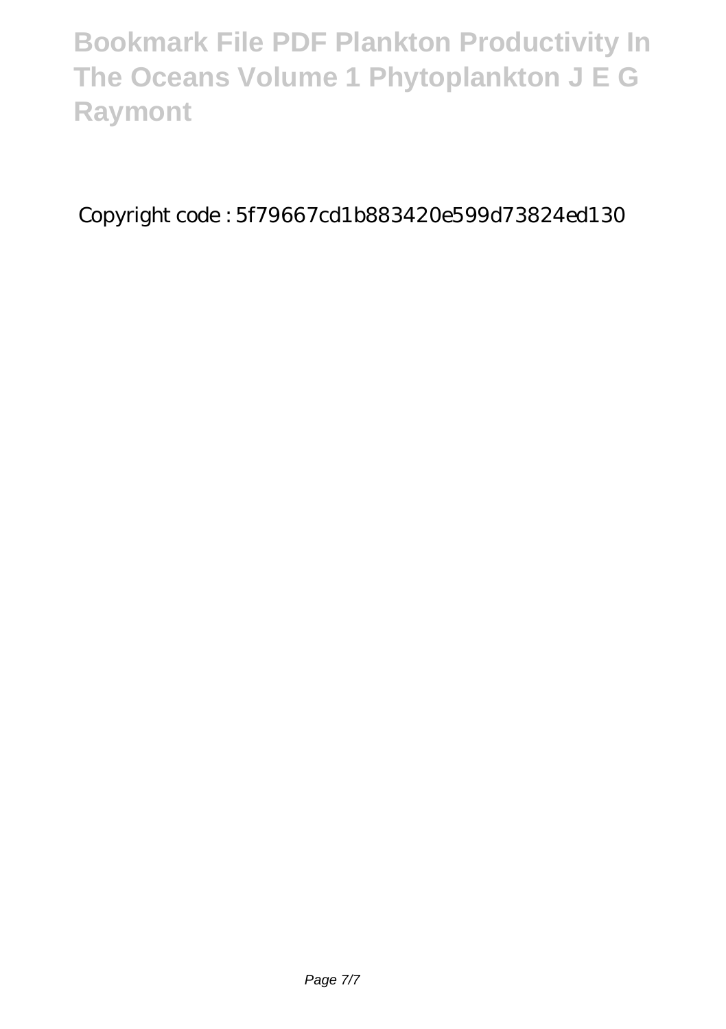Copyright code : 5f79667cd1b883420e599d73824ed130